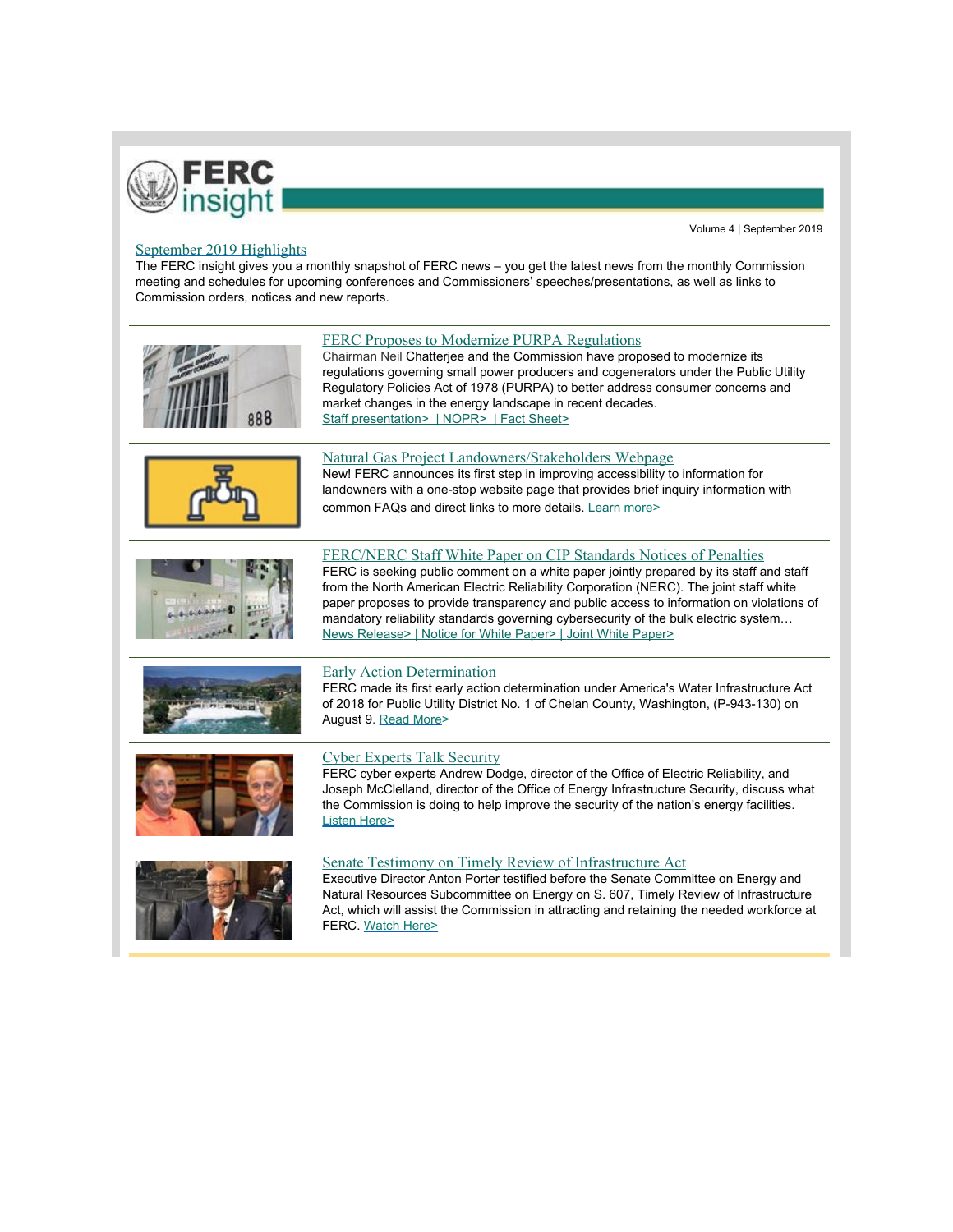# FERC insight

Volume 4 | September 2019

## September 2019 Highlights

The FERC insight gives you a monthly snapshot of FERC news – you get the latest news from the monthly Commission meeting and schedules for upcoming conferences and Commissioners' speeches/presentations, as well as links to Commission orders, notices and new reports.

---

### FERC Proposes to Modernize PURPA Regulations

Chairman Neil Chatterjee and the Commission have proposed to modernize its regulations governing small power producers and cogenerators under the Public Utility Regulatory Policies Act of 1978 (PURPA) to better address consumer concerns and market changes in the energy landscape in recent decades.
Staff presentation> | NOPR> | Fact Sheet>

---

### Natural Gas Project Landowners/Stakeholders Webpage

New! FERC announces its first step in improving accessibility to information for landowners with a one-stop website page that provides brief inquiry information with common FAQs and direct links to more details. Learn more>

---

### FERC/NERC Staff White Paper on CIP Standards Notices of Penalties

FERC is seeking public comment on a white paper jointly prepared by its staff and staff from the North American Electric Reliability Corporation (NERC). The joint staff white paper proposes to provide transparency and public access to information on violations of mandatory reliability standards governing cybersecurity of the bulk electric system…
News Release> | Notice for White Paper> | Joint White Paper>

---

### Early Action Determination

FERC made its first early action determination under America's Water Infrastructure Act of 2018 for Public Utility District No. 1 of Chelan County, Washington, (P-943-130) on August 9. Read More>

---

### Cyber Experts Talk Security

FERC cyber experts Andrew Dodge, director of the Office of Electric Reliability, and Joseph McClelland, director of the Office of Energy Infrastructure Security, discuss what the Commission is doing to help improve the security of the nation's energy facilities.
Listen Here>

---

### Senate Testimony on Timely Review of Infrastructure Act

Executive Director Anton Porter testified before the Senate Committee on Energy and Natural Resources Subcommittee on Energy on S. 607, Timely Review of Infrastructure Act, which will assist the Commission in attracting and retaining the needed workforce at FERC. Watch Here>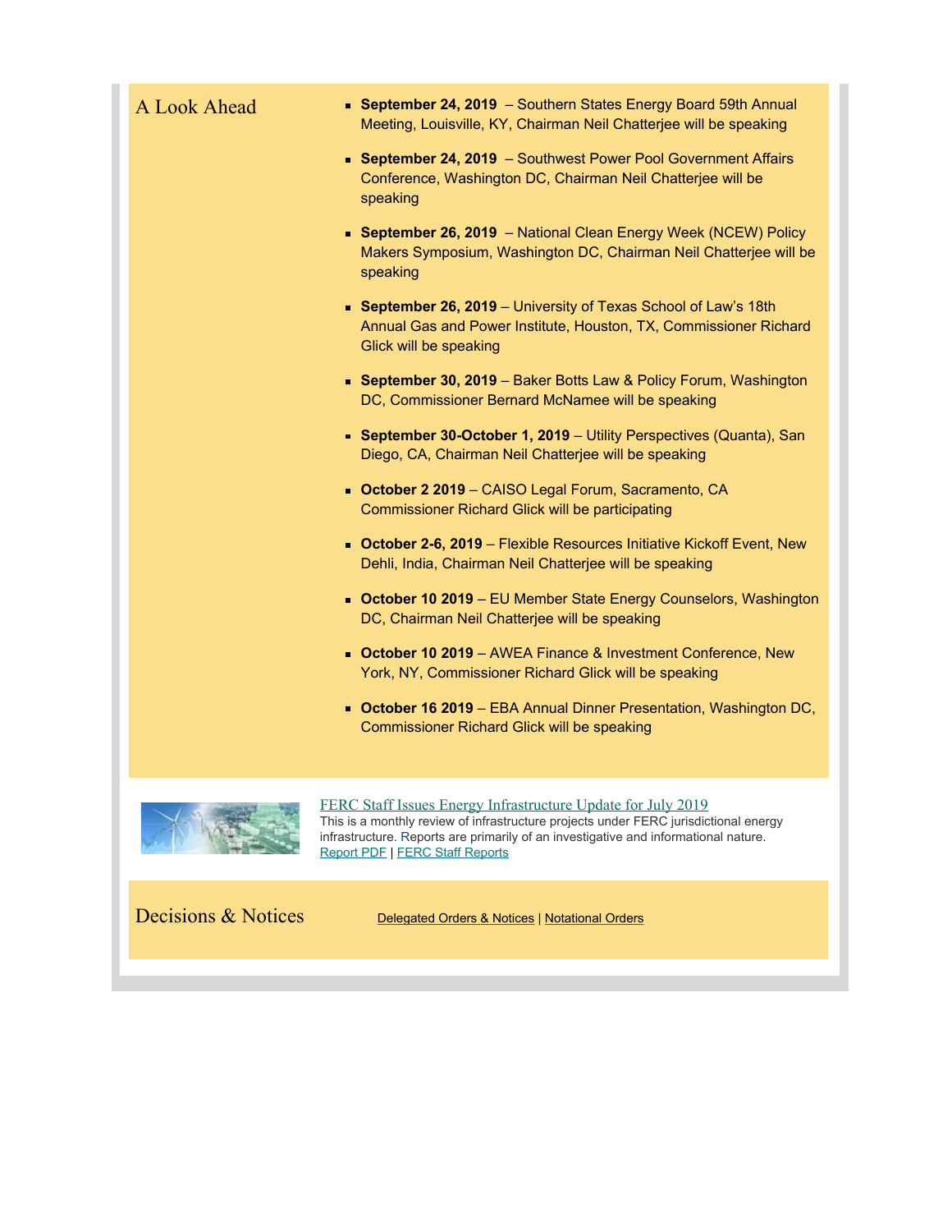## A Look Ahead

- **September 24, 2019** – Southern States Energy Board 59th Annual Meeting, Louisville, KY, Chairman Neil Chatterjee will be speaking
- **September 24, 2019** – Southwest Power Pool Government Affairs Conference, Washington DC, Chairman Neil Chatterjee will be speaking
- **September 26, 2019** – National Clean Energy Week (NCEW) Policy Makers Symposium, Washington DC, Chairman Neil Chatterjee will be speaking
- **September 26, 2019** – University of Texas School of Law's 18th Annual Gas and Power Institute, Houston, TX, Commissioner Richard Glick will be speaking
- **September 30, 2019** – Baker Botts Law & Policy Forum, Washington DC, Commissioner Bernard McNamee will be speaking
- **September 30-October 1, 2019** – Utility Perspectives (Quanta), San Diego, CA, Chairman Neil Chatterjee will be speaking
- **October 2 2019** – CAISO Legal Forum, Sacramento, CA Commissioner Richard Glick will be participating
- **October 2-6, 2019** – Flexible Resources Initiative Kickoff Event, New Dehli, India, Chairman Neil Chatterjee will be speaking
- **October 10 2019** – EU Member State Energy Counselors, Washington DC, Chairman Neil Chatterjee will be speaking
- **October 10 2019** – AWEA Finance & Investment Conference, New York, NY, Commissioner Richard Glick will be speaking
- **October 16 2019** – EBA Annual Dinner Presentation, Washington DC, Commissioner Richard Glick will be speaking

[FERC Staff Issues Energy Infrastructure Update for July 2019]

This is a monthly review of infrastructure projects under FERC jurisdictional energy infrastructure. Reports are primarily of an investigative and informational nature.
[Report PDF] | [FERC Staff Reports]

## Decisions & Notices

[Delegated Orders & Notices] | [Notational Orders]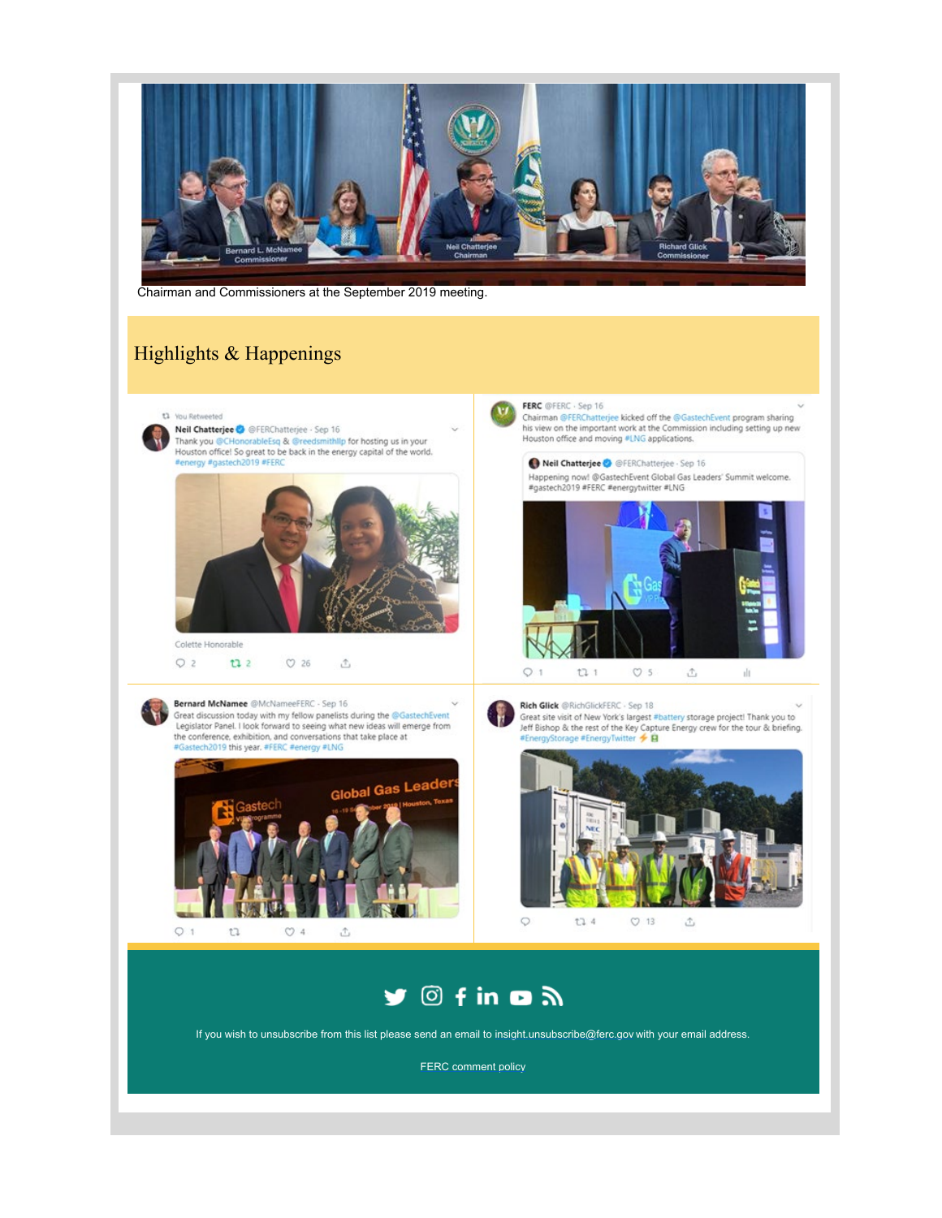Chairman and Commissioners at the September 2019 meeting.

## Highlights & Happenings

You Retweeted

**Neil Chatterjee** @FERChatterjee · Sep 16

Thank you @CHonorableEsq & @reedsmithllp for hosting us in your Houston office! So great to be back in the energy capital of the world. #energy #gastech2019 #FERC

Colette Honorable

**FERC** @FERC · Sep 16

Chairman @FERChatterjee kicked off the @GastechEvent program sharing his view on the important work at the Commission including setting up new Houston office and moving #LNG applications.

**Neil Chatterjee** @FERChatterjee · Sep 16

Happening now! @GastechEvent Global Gas Leaders' Summit welcome. #gastech2019 #FERC #energytwitter #LNG

**Bernard McNamee** @McNameeFERC · Sep 16

Great discussion today with my fellow panelists during the @GastechEvent Legislator Panel. I look forward to seeing what new ideas will emerge from the conference, exhibition, and conversations that take place at #Gastech2019 this year. #FERC #energy #LNG

**Rich Glick** @RichGlickFERC · Sep 18

Great site visit of New York's largest #battery storage project! Thank you to Jeff Bishop & the rest of the Key Capture Energy crew for the tour & briefing. #EnergyStorage #EnergyTwitter ⚡🔋

If you wish to unsubscribe from this list please send an email to insight.unsubscribe@ferc.gov with your email address.

FERC comment policy